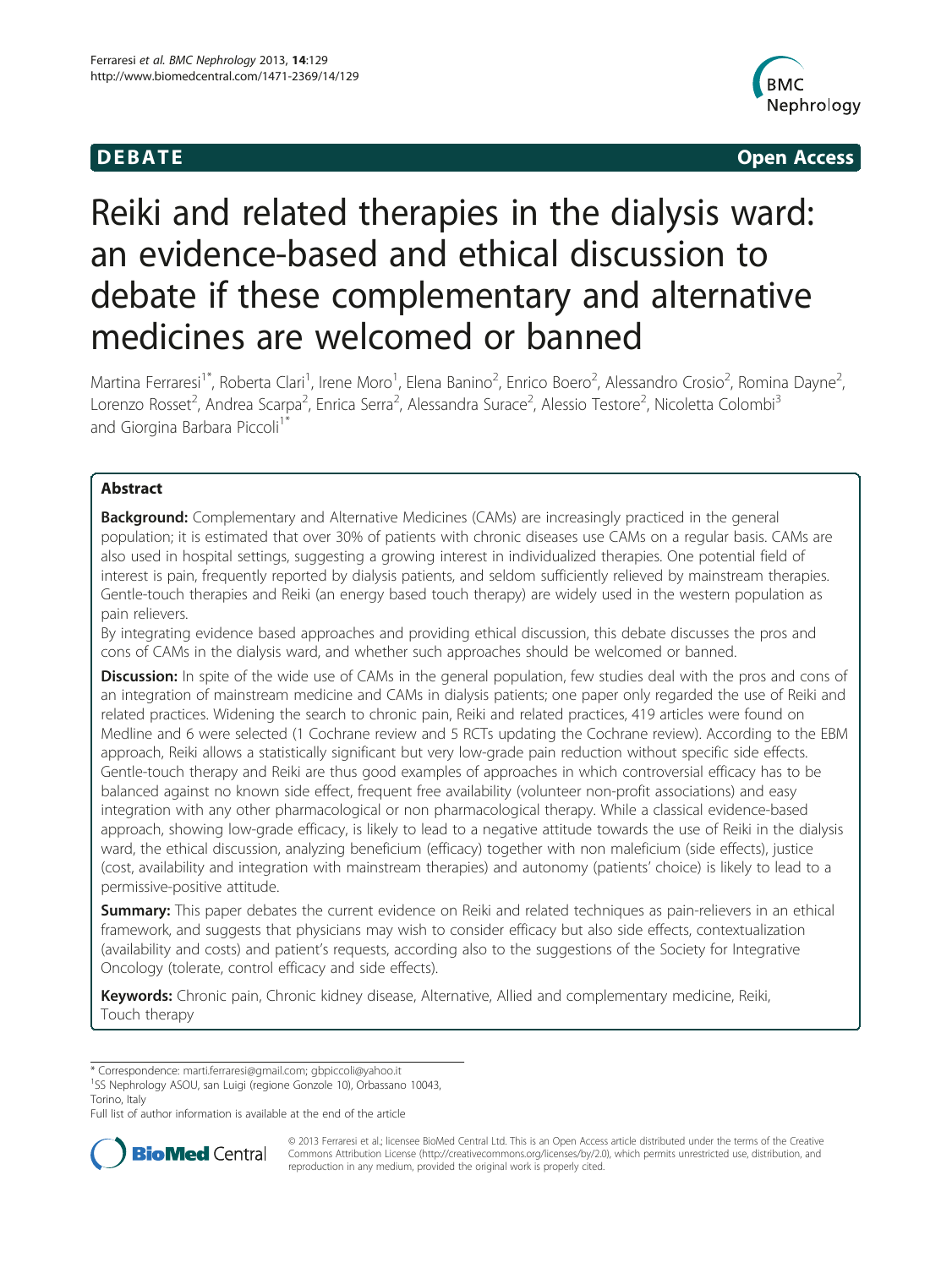**DEBATE** **Open Access**

# Reiki and related therapies in the dialysis ward: an evidence-based and ethical discussion to debate if these complementary and alternative medicines are welcomed or banned

Martina Ferraresi[1*], Roberta Clari[1], Irene Moro[1], Elena Banino[2], Enrico Boero[2], Alessandro Crosio[2], Romina Dayne[2], Lorenzo Rosset[2], Andrea Scarpa[2], Enrica Serra[2], Alessandra Surace[2], Alessio Testore[2], Nicoletta Colombi[3] and Giorgina Barbara Piccoli[1*]

## Abstract

**Background:** Complementary and Alternative Medicines (CAMs) are increasingly practiced in the general population; it is estimated that over 30% of patients with chronic diseases use CAMs on a regular basis. CAMs are also used in hospital settings, suggesting a growing interest in individualized therapies. One potential field of interest is pain, frequently reported by dialysis patients, and seldom sufficiently relieved by mainstream therapies. Gentle-touch therapies and Reiki (an energy based touch therapy) are widely used in the western population as pain relievers.

By integrating evidence based approaches and providing ethical discussion, this debate discusses the pros and cons of CAMs in the dialysis ward, and whether such approaches should be welcomed or banned.

**Discussion:** In spite of the wide use of CAMs in the general population, few studies deal with the pros and cons of an integration of mainstream medicine and CAMs in dialysis patients; one paper only regarded the use of Reiki and related practices. Widening the search to chronic pain, Reiki and related practices, 419 articles were found on Medline and 6 were selected (1 Cochrane review and 5 RCTs updating the Cochrane review). According to the EBM approach, Reiki allows a statistically significant but very low-grade pain reduction without specific side effects. Gentle-touch therapy and Reiki are thus good examples of approaches in which controversial efficacy has to be balanced against no known side effect, frequent free availability (volunteer non-profit associations) and easy integration with any other pharmacological or non pharmacological therapy. While a classical evidence-based approach, showing low-grade efficacy, is likely to lead to a negative attitude towards the use of Reiki in the dialysis ward, the ethical discussion, analyzing beneficium (efficacy) together with non maleficium (side effects), justice (cost, availability and integration with mainstream therapies) and autonomy (patients' choice) is likely to lead to a permissive-positive attitude.

**Summary:** This paper debates the current evidence on Reiki and related techniques as pain-relievers in an ethical framework, and suggests that physicians may wish to consider efficacy but also side effects, contextualization (availability and costs) and patient's requests, according also to the suggestions of the Society for Integrative Oncology (tolerate, control efficacy and side effects).

**Keywords:** Chronic pain, Chronic kidney disease, Alternative, Allied and complementary medicine, Reiki, Touch therapy

---

* Correspondence: marti.ferraresi@gmail.com; gbpiccoli@yahoo.it
[1]SS Nephrology ASOU, san Luigi (regione Gonzole 10), Orbassano 10043, Torino, Italy
Full list of author information is available at the end of the article

© 2013 Ferraresi et al.; licensee BioMed Central Ltd. This is an Open Access article distributed under the terms of the Creative Commons Attribution License (http://creativecommons.org/licenses/by/2.0), which permits unrestricted use, distribution, and reproduction in any medium, provided the original work is properly cited.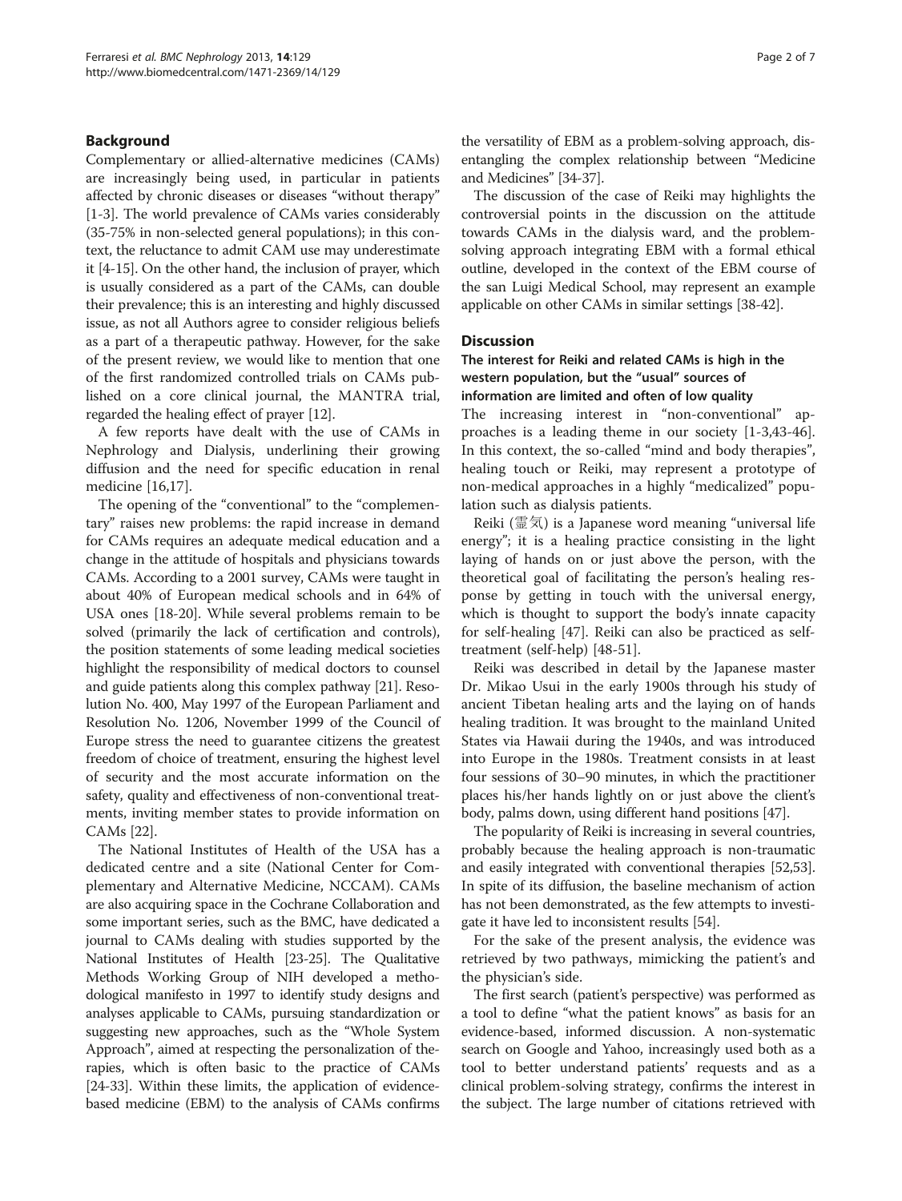## Background

Complementary or allied-alternative medicines (CAMs) are increasingly being used, in particular in patients affected by chronic diseases or diseases "without therapy" [1-3]. The world prevalence of CAMs varies considerably (35-75% in non-selected general populations); in this context, the reluctance to admit CAM use may underestimate it [4-15]. On the other hand, the inclusion of prayer, which is usually considered as a part of the CAMs, can double their prevalence; this is an interesting and highly discussed issue, as not all Authors agree to consider religious beliefs as a part of a therapeutic pathway. However, for the sake of the present review, we would like to mention that one of the first randomized controlled trials on CAMs published on a core clinical journal, the MANTRA trial, regarded the healing effect of prayer [12].

A few reports have dealt with the use of CAMs in Nephrology and Dialysis, underlining their growing diffusion and the need for specific education in renal medicine [16,17].

The opening of the "conventional" to the "complementary" raises new problems: the rapid increase in demand for CAMs requires an adequate medical education and a change in the attitude of hospitals and physicians towards CAMs. According to a 2001 survey, CAMs were taught in about 40% of European medical schools and in 64% of USA ones [18-20]. While several problems remain to be solved (primarily the lack of certification and controls), the position statements of some leading medical societies highlight the responsibility of medical doctors to counsel and guide patients along this complex pathway [21]. Resolution No. 400, May 1997 of the European Parliament and Resolution No. 1206, November 1999 of the Council of Europe stress the need to guarantee citizens the greatest freedom of choice of treatment, ensuring the highest level of security and the most accurate information on the safety, quality and effectiveness of non-conventional treatments, inviting member states to provide information on CAMs [22].

The National Institutes of Health of the USA has a dedicated centre and a site (National Center for Complementary and Alternative Medicine, NCCAM). CAMs are also acquiring space in the Cochrane Collaboration and some important series, such as the BMC, have dedicated a journal to CAMs dealing with studies supported by the National Institutes of Health [23-25]. The Qualitative Methods Working Group of NIH developed a methodological manifesto in 1997 to identify study designs and analyses applicable to CAMs, pursuing standardization or suggesting new approaches, such as the "Whole System Approach", aimed at respecting the personalization of therapies, which is often basic to the practice of CAMs [24-33]. Within these limits, the application of evidence-based medicine (EBM) to the analysis of CAMs confirms the versatility of EBM as a problem-solving approach, disentangling the complex relationship between "Medicine and Medicines" [34-37].

The discussion of the case of Reiki may highlights the controversial points in the discussion on the attitude towards CAMs in the dialysis ward, and the problem-solving approach integrating EBM with a formal ethical outline, developed in the context of the EBM course of the san Luigi Medical School, may represent an example applicable on other CAMs in similar settings [38-42].

## Discussion

### The interest for Reiki and related CAMs is high in the western population, but the "usual" sources of information are limited and often of low quality

The increasing interest in "non-conventional" approaches is a leading theme in our society [1-3,43-46]. In this context, the so-called "mind and body therapies", healing touch or Reiki, may represent a prototype of non-medical approaches in a highly "medicalized" population such as dialysis patients.

Reiki (霊気) is a Japanese word meaning "universal life energy"; it is a healing practice consisting in the light laying of hands on or just above the person, with the theoretical goal of facilitating the person's healing response by getting in touch with the universal energy, which is thought to support the body's innate capacity for self-healing [47]. Reiki can also be practiced as self-treatment (self-help) [48-51].

Reiki was described in detail by the Japanese master Dr. Mikao Usui in the early 1900s through his study of ancient Tibetan healing arts and the laying on of hands healing tradition. It was brought to the mainland United States via Hawaii during the 1940s, and was introduced into Europe in the 1980s. Treatment consists in at least four sessions of 30–90 minutes, in which the practitioner places his/her hands lightly on or just above the client's body, palms down, using different hand positions [47].

The popularity of Reiki is increasing in several countries, probably because the healing approach is non-traumatic and easily integrated with conventional therapies [52,53]. In spite of its diffusion, the baseline mechanism of action has not been demonstrated, as the few attempts to investigate it have led to inconsistent results [54].

For the sake of the present analysis, the evidence was retrieved by two pathways, mimicking the patient's and the physician's side.

The first search (patient's perspective) was performed as a tool to define "what the patient knows" as basis for an evidence-based, informed discussion. A non-systematic search on Google and Yahoo, increasingly used both as a tool to better understand patients' requests and as a clinical problem-solving strategy, confirms the interest in the subject. The large number of citations retrieved with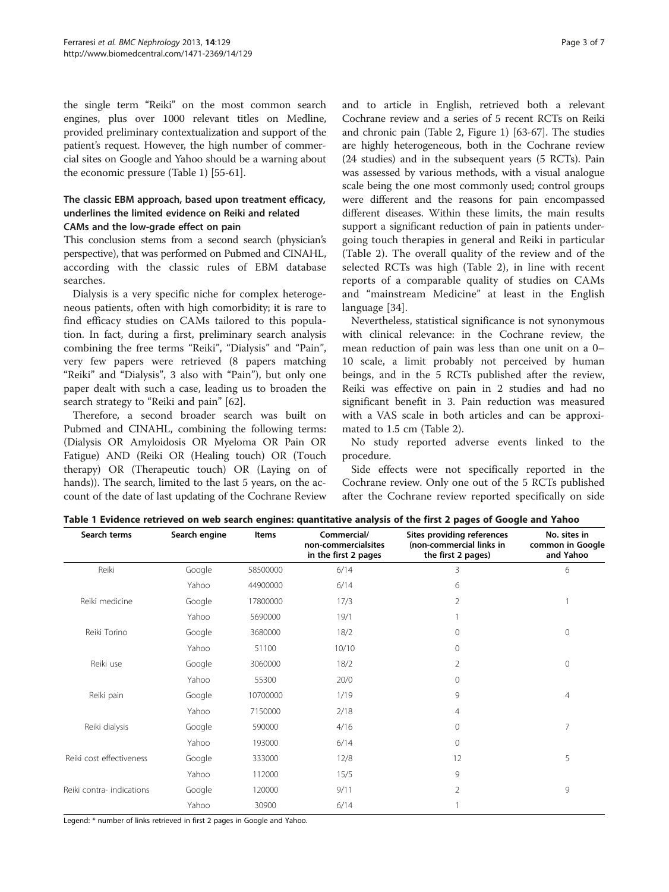the single term "Reiki" on the most common search engines, plus over 1000 relevant titles on Medline, provided preliminary contextualization and support of the patient's request. However, the high number of commercial sites on Google and Yahoo should be a warning about the economic pressure (Table 1) [55-61].

### The classic EBM approach, based upon treatment efficacy, underlines the limited evidence on Reiki and related CAMs and the low-grade effect on pain

This conclusion stems from a second search (physician's perspective), that was performed on Pubmed and CINAHL, according with the classic rules of EBM database searches.

Dialysis is a very specific niche for complex heterogeneous patients, often with high comorbidity; it is rare to find efficacy studies on CAMs tailored to this population. In fact, during a first, preliminary search analysis combining the free terms "Reiki", "Dialysis" and "Pain", very few papers were retrieved (8 papers matching "Reiki" and "Dialysis", 3 also with "Pain"), but only one paper dealt with such a case, leading us to broaden the search strategy to "Reiki and pain" [62].

Therefore, a second broader search was built on Pubmed and CINAHL, combining the following terms: (Dialysis OR Amyloidosis OR Myeloma OR Pain OR Fatigue) AND (Reiki OR (Healing touch) OR (Touch therapy) OR (Therapeutic touch) OR (Laying on of hands)). The search, limited to the last 5 years, on the account of the date of last updating of the Cochrane Review and to article in English, retrieved both a relevant Cochrane review and a series of 5 recent RCTs on Reiki and chronic pain (Table 2, Figure 1) [63-67]. The studies are highly heterogeneous, both in the Cochrane review (24 studies) and in the subsequent years (5 RCTs). Pain was assessed by various methods, with a visual analogue scale being the one most commonly used; control groups were different and the reasons for pain encompassed different diseases. Within these limits, the main results support a significant reduction of pain in patients undergoing touch therapies in general and Reiki in particular (Table 2). The overall quality of the review and of the selected RCTs was high (Table 2), in line with recent reports of a comparable quality of studies on CAMs and "mainstream Medicine" at least in the English language [34].

Nevertheless, statistical significance is not synonymous with clinical relevance: in the Cochrane review, the mean reduction of pain was less than one unit on a 0–10 scale, a limit probably not perceived by human beings, and in the 5 RCTs published after the review, Reiki was effective on pain in 2 studies and had no significant benefit in 3. Pain reduction was measured with a VAS scale in both articles and can be approximated to 1.5 cm (Table 2).

No study reported adverse events linked to the procedure.

Side effects were not specifically reported in the Cochrane review. Only one out of the 5 RCTs published after the Cochrane review reported specifically on side

**Table 1 Evidence retrieved on web search engines: quantitative analysis of the first 2 pages of Google and Yahoo**

| Search terms | Search engine | Items | Commercial/ non-commercialsites in the first 2 pages | Sites providing references (non-commercial links in the first 2 pages) | No. sites in common in Google and Yahoo |
|---|---|---|---|---|---|
| Reiki | Google | 58500000 | 6/14 | 3 | 6 |
| | Yahoo | 44900000 | 6/14 | 6 | |
| Reiki medicine | Google | 17800000 | 17/3 | 2 | 1 |
| | Yahoo | 5690000 | 19/1 | 1 | |
| Reiki Torino | Google | 3680000 | 18/2 | 0 | 0 |
| | Yahoo | 51100 | 10/10 | 0 | |
| Reiki use | Google | 3060000 | 18/2 | 2 | 0 |
| | Yahoo | 55300 | 20/0 | 0 | |
| Reiki pain | Google | 10700000 | 1/19 | 9 | 4 |
| | Yahoo | 7150000 | 2/18 | 4 | |
| Reiki dialysis | Google | 590000 | 4/16 | 0 | 7 |
| | Yahoo | 193000 | 6/14 | 0 | |
| Reiki cost effectiveness | Google | 333000 | 12/8 | 12 | 5 |
| | Yahoo | 112000 | 15/5 | 9 | |
| Reiki contra- indications | Google | 120000 | 9/11 | 2 | 9 |
| | Yahoo | 30900 | 6/14 | 1 | |

Legend: * number of links retrieved in first 2 pages in Google and Yahoo.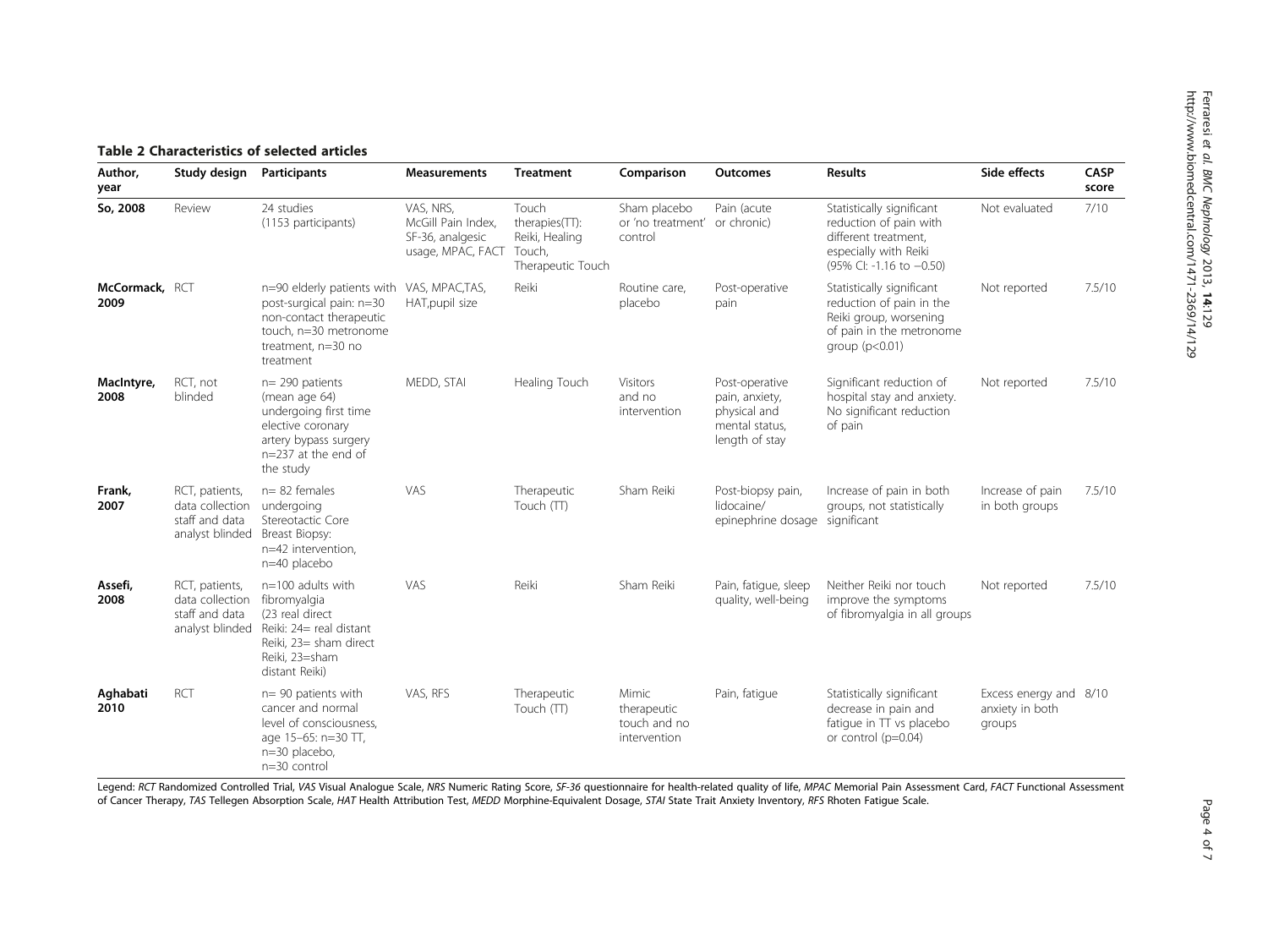**Table 2 Characteristics of selected articles**

| Author, year | Study design | Participants | Measurements | Treatment | Comparison | Outcomes | Results | Side effects | CASP score |
|---|---|---|---|---|---|---|---|---|---|
| **So, 2008** | Review | 24 studies (1153 participants) | VAS, NRS, McGill Pain Index, SF-36, analgesic usage, MPAC, FACT | Touch therapies(TT): Reiki, Healing Touch, Therapeutic Touch | Sham placebo or 'no treatment' control | Pain (acute or chronic) | Statistically significant reduction of pain with different treatment, especially with Reiki (95% CI: -1.16 to −0.50) | Not evaluated | 7/10 |
| **McCormack, 2009** | RCT | n=90 elderly patients with post-surgical pain: n=30 non-contact therapeutic touch, n=30 metronome treatment, n=30 no treatment | VAS, MPAC,TAS, HAT,pupil size | Reiki | Routine care, placebo | Post-operative pain | Statistically significant reduction of pain in the Reiki group, worsening of pain in the metronome group ($p<0.01$) | Not reported | 7.5/10 |
| **MacIntyre, 2008** | RCT, not blinded | n= 290 patients (mean age 64) undergoing first time elective coronary artery bypass surgery n=237 at the end of the study | MEDD, STAI | Healing Touch | Visitors and no intervention | Post-operative pain, anxiety, physical and mental status, length of stay | Significant reduction of hospital stay and anxiety. No significant reduction of pain | Not reported | 7.5/10 |
| **Frank, 2007** | RCT, patients, data collection staff and data analyst blinded | n= 82 females undergoing Stereotactic Core Breast Biopsy: n=42 intervention, n=40 placebo | VAS | Therapeutic Touch (TT) | Sham Reiki | Post-biopsy pain, lidocaine/ epinephrine dosage | Increase of pain in both groups, not statistically significant | Increase of pain in both groups | 7.5/10 |
| **Assefi, 2008** | RCT, patients, data collection staff and data analyst blinded | n=100 adults with fibromyalgia (23 real direct Reiki: 24= real distant Reiki, 23= sham direct Reiki, 23=sham distant Reiki) | VAS | Reiki | Sham Reiki | Pain, fatigue, sleep quality, well-being | Neither Reiki nor touch improve the symptoms of fibromyalgia in all groups | Not reported | 7.5/10 |
| **Aghabati 2010** | RCT | n= 90 patients with cancer and normal level of consciousness, age 15–65: n=30 TT, n=30 placebo, n=30 control | VAS, RFS | Therapeutic Touch (TT) | Mimic therapeutic touch and no intervention | Pain, fatigue | Statistically significant decrease in pain and fatigue in TT vs placebo or control ($p=0.04$) | Excess energy and anxiety in both groups | 8/10 |

Legend: *RCT* Randomized Controlled Trial, *VAS* Visual Analogue Scale, *NRS* Numeric Rating Score, *SF-36* questionnaire for health-related quality of life, *MPAC* Memorial Pain Assessment Card, *FACT* Functional Assessment of Cancer Therapy, *TAS* Tellegen Absorption Scale, *HAT* Health Attribution Test, *MEDD* Morphine-Equivalent Dosage, *STAI* State Trait Anxiety Inventory, *RFS* Rhoten Fatigue Scale.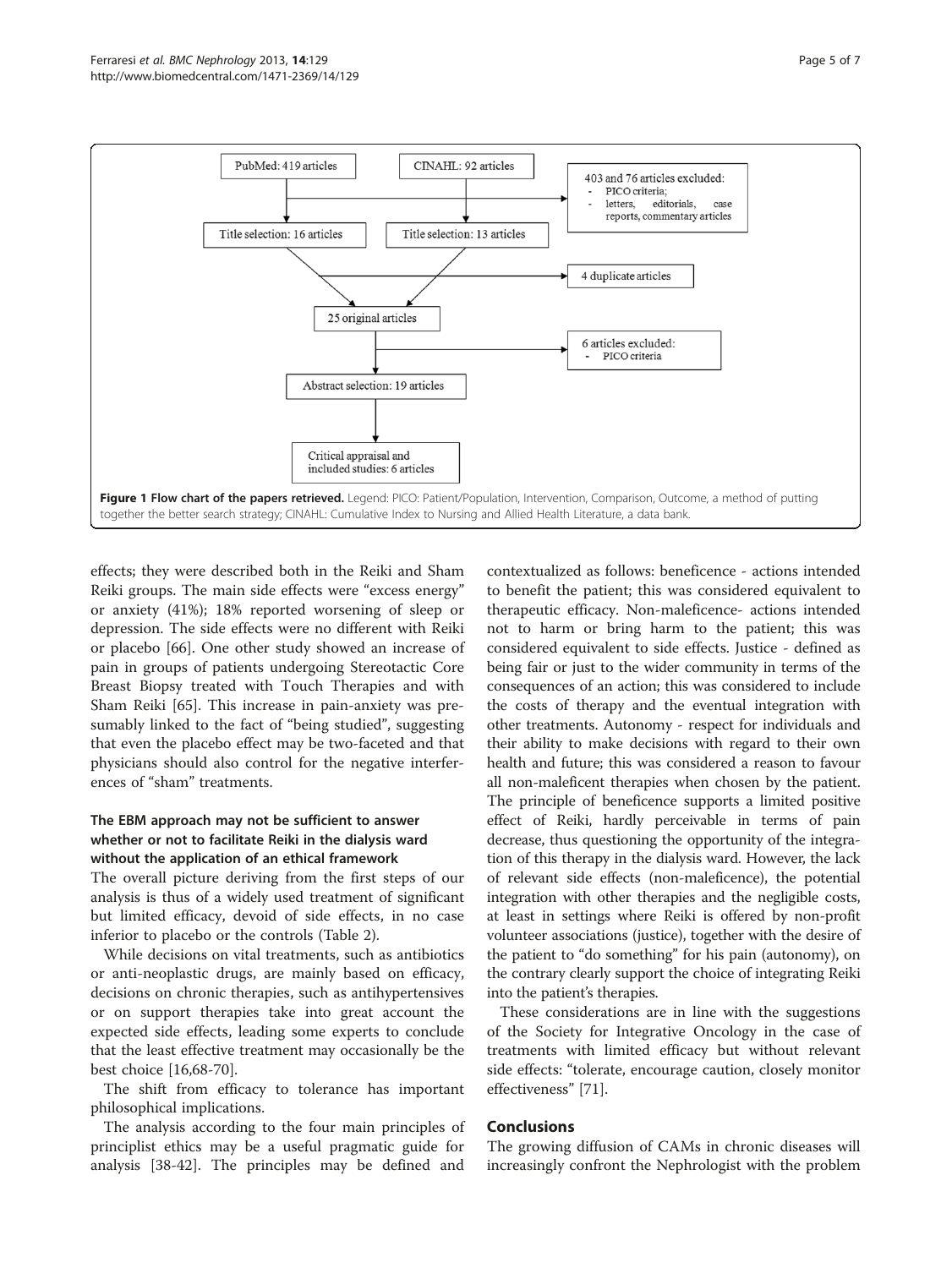PubMed: 419 articles

CINAHL: 92 articles

403 and 76 articles excluded:
- PICO criteria;
- letters, editorials, case reports, commentary articles

Title selection: 16 articles

Title selection: 13 articles

4 duplicate articles

25 original articles

6 articles excluded:
- PICO criteria

Abstract selection: 19 articles

Critical appraisal and included studies: 6 articles

**Figure 1 Flow chart of the papers retrieved.** Legend: PICO: Patient/Population, Intervention, Comparison, Outcome, a method of putting together the better search strategy; CINAHL: Cumulative Index to Nursing and Allied Health Literature, a data bank.

effects; they were described both in the Reiki and Sham Reiki groups. The main side effects were "excess energy" or anxiety (41%); 18% reported worsening of sleep or depression. The side effects were no different with Reiki or placebo [66]. One other study showed an increase of pain in groups of patients undergoing Stereotactic Core Breast Biopsy treated with Touch Therapies and with Sham Reiki [65]. This increase in pain-anxiety was presumably linked to the fact of "being studied", suggesting that even the placebo effect may be two-faceted and that physicians should also control for the negative interferences of "sham" treatments.

### The EBM approach may not be sufficient to answer whether or not to facilitate Reiki in the dialysis ward without the application of an ethical framework

The overall picture deriving from the first steps of our analysis is thus of a widely used treatment of significant but limited efficacy, devoid of side effects, in no case inferior to placebo or the controls (Table 2).

While decisions on vital treatments, such as antibiotics or anti-neoplastic drugs, are mainly based on efficacy, decisions on chronic therapies, such as antihypertensives or on support therapies take into great account the expected side effects, leading some experts to conclude that the least effective treatment may occasionally be the best choice [16,68-70].

The shift from efficacy to tolerance has important philosophical implications.

The analysis according to the four main principles of principlist ethics may be a useful pragmatic guide for analysis [38-42]. The principles may be defined and contextualized as follows: beneficence - actions intended to benefit the patient; this was considered equivalent to therapeutic efficacy. Non-maleficence- actions intended not to harm or bring harm to the patient; this was considered equivalent to side effects. Justice - defined as being fair or just to the wider community in terms of the consequences of an action; this was considered to include the costs of therapy and the eventual integration with other treatments. Autonomy - respect for individuals and their ability to make decisions with regard to their own health and future; this was considered a reason to favour all non-maleficent therapies when chosen by the patient. The principle of beneficence supports a limited positive effect of Reiki, hardly perceivable in terms of pain decrease, thus questioning the opportunity of the integration of this therapy in the dialysis ward. However, the lack of relevant side effects (non-maleficence), the potential integration with other therapies and the negligible costs, at least in settings where Reiki is offered by non-profit volunteer associations (justice), together with the desire of the patient to "do something" for his pain (autonomy), on the contrary clearly support the choice of integrating Reiki into the patient's therapies.

These considerations are in line with the suggestions of the Society for Integrative Oncology in the case of treatments with limited efficacy but without relevant side effects: "tolerate, encourage caution, closely monitor effectiveness" [71].

## Conclusions

The growing diffusion of CAMs in chronic diseases will increasingly confront the Nephrologist with the problem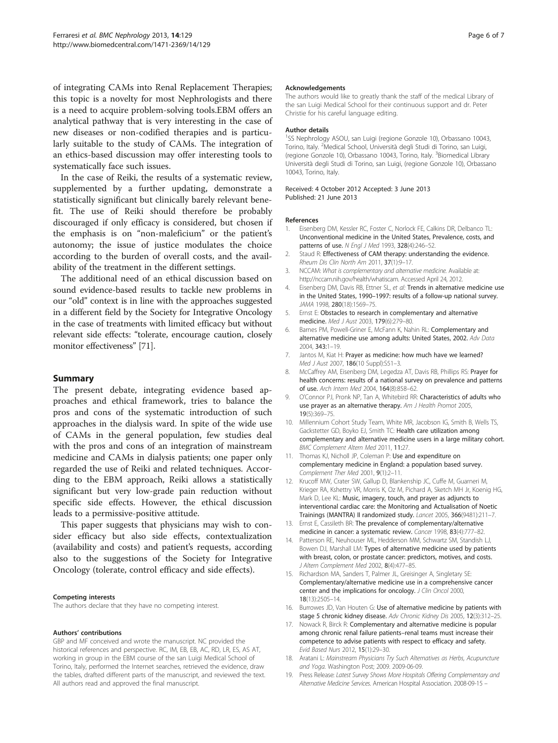of integrating CAMs into Renal Replacement Therapies; this topic is a novelty for most Nephrologists and there is a need to acquire problem-solving tools.EBM offers an analytical pathway that is very interesting in the case of new diseases or non-codified therapies and is particularly suitable to the study of CAMs. The integration of an ethics-based discussion may offer interesting tools to systematically face such issues.

In the case of Reiki, the results of a systematic review, supplemented by a further updating, demonstrate a statistically significant but clinically barely relevant benefit. The use of Reiki should therefore be probably discouraged if only efficacy is considered, but chosen if the emphasis is on "non-maleficium" or the patient's autonomy; the issue of justice modulates the choice according to the burden of overall costs, and the availability of the treatment in the different settings.

The additional need of an ethical discussion based on sound evidence-based results to tackle new problems in our "old" context is in line with the approaches suggested in a different field by the Society for Integrative Oncology in the case of treatments with limited efficacy but without relevant side effects: "tolerate, encourage caution, closely monitor effectiveness" [71].

## Summary

The present debate, integrating evidence based approaches and ethical framework, tries to balance the pros and cons of the systematic introduction of such approaches in the dialysis ward. In spite of the wide use of CAMs in the general population, few studies deal with the pros and cons of an integration of mainstream medicine and CAMs in dialysis patients; one paper only regarded the use of Reiki and related techniques. According to the EBM approach, Reiki allows a statistically significant but very low-grade pain reduction without specific side effects. However, the ethical discussion leads to a permissive-positive attitude.

This paper suggests that physicians may wish to consider efficacy but also side effects, contextualization (availability and costs) and patient's requests, according also to the suggestions of the Society for Integrative Oncology (tolerate, control efficacy and side effects).

#### Competing interests

The authors declare that they have no competing interest.

#### Authors' contributions

GBP and MF conceived and wrote the manuscript. NC provided the historical references and perspective. RC, IM, EB, EB, AC, RD, LR, ES, AS AT, working in group in the EBM course of the san Luigi Medical School of Torino, Italy, performed the Internet searches, retrieved the evidence, draw the tables, drafted different parts of the manuscript, and reviewed the text. All authors read and approved the final manuscript.

#### Acknowledgements

The authors would like to greatly thank the staff of the medical Library of the san Luigi Medical School for their continuous support and dr. Peter Christie for his careful language editing.

#### Author details

[1]SS Nephrology ASOU, san Luigi (regione Gonzole 10), Orbassano 10043, Torino, Italy. [2]Medical School, Università degli Studi di Torino, san Luigi, (regione Gonzole 10), Orbassano 10043, Torino, Italy. [3]Biomedical Library Università degli Studi di Torino, san Luigi, (regione Gonzole 10), Orbassano 10043, Torino, Italy.

Received: 4 October 2012 Accepted: 3 June 2013
Published: 21 June 2013

#### References

1. Eisenberg DM, Kessler RC, Foster C, Norlock FE, Calkins DR, Delbanco TL: **Unconventional medicine in the United States, Prevalence, costs, and patterns of use.** *N Engl J Med* 1993, **328**(4):246–52.
2. Staud R: **Effectiveness of CAM therapy: understanding the evidence.** *Rheum Dis Clin North Am* 2011, **37**(1):9–17.
3. NCCAM: *What is complementary and alternative medicine.* Available at: http://nccam.nih.gov/health/whatiscam. Accessed April 24, 2012.
4. Eisenberg DM, Davis RB, Ettner SL, *et al*: **Trends in alternative medicine use in the United States, 1990–1997: results of a follow-up national survey.** *JAMA* 1998, **280**(18):1569–75.
5. Ernst E: **Obstacles to research in complementary and alternative medicine.** *Med J Aust* 2003, **179**(6):279–80.
6. Barnes PM, Powell-Griner E, McFann K, Nahin RL: **Complementary and alternative medicine use among adults: United States, 2002.** *Adv Data* 2004, **343**:1–19.
7. Jantos M, Kiat H: **Prayer as medicine: how much have we learned?** *Med J Aust* 2007, **186**(10 Suppl):S51–3.
8. McCaffrey AM, Eisenberg DM, Legedza AT, Davis RB, Phillips RS: **Prayer for health concerns: results of a national survey on prevalence and patterns of use.** *Arch Intern Med* 2004, **164**(8):858–62.
9. O'Connor PJ, Pronk NP, Tan A, Whitebird RR: **Characteristics of adults who use prayer as an alternative therapy.** *Am J Health Promot* 2005, **19**(5):369–75.
10. Millennium Cohort Study Team, White MR, Jacobson IG, Smith B, Wells TS, Gackstetter GD, Boyko EJ, Smith TC: **Health care utilization among complementary and alternative medicine users in a large military cohort.** *BMC Complement Altern Med* 2011, **11**:27.
11. Thomas KJ, Nicholl JP, Coleman P: **Use and expenditure on complementary medicine in England: a population based survey.** *Complement Ther Med* 2001, **9**(1):2–11.
12. Krucoff MW, Crater SW, Gallup D, Blankenship JC, Cuffe M, Guarneri M, Krieger RA, Kshettry VR, Morris K, Oz M, Pichard A, Sketch MH Jr, Koenig HG, Mark D, Lee KL: **Music, imagery, touch, and prayer as adjuncts to interventional cardiac care: the Monitoring and Actualisation of Noetic Trainings (MANTRA) II randomized study.** *Lancet* 2005, **366**(9481):211–7.
13. Ernst E, Cassileth BR: **The prevalence of complementary/alternative medicine in cancer: a systematic review.** *Cancer* 1998, **83**(4):777–82.
14. Patterson RE, Neuhouser ML, Hedderson MM, Schwartz SM, Standish LJ, Bowen DJ, Marshall LM: **Types of alternative medicine used by patients with breast, colon, or prostate cancer: predictors, motives, and costs.** *J Altern Complement Med* 2002, **8**(4):477–85.
15. Richardson MA, Sanders T, Palmer JL, Greisinger A, Singletary SE: **Complementary/alternative medicine use in a comprehensive cancer center and the implications for oncology.** *J Clin Oncol* 2000, **18**(13):2505–14.
16. Burrowes JD, Van Houten G: **Use of alternative medicine by patients with stage 5 chronic kidney disease.** *Adv Chronic Kidney Dis* 2005, **12**(3):312–25.
17. Nowack R, Birck R: **Complementary and alternative medicine is popular among chronic renal failure patients–renal teams must increase their competence to advise patients with respect to efficacy and safety.** *Evid Based Nurs* 2012, **15**(1):29–30.
18. Aratani L: *Mainstream Physicians Try Such Alternatives as Herbs, Acupuncture and Yoga.* Washington Post; 2009. 2009-06-09.
19. Press Release: *Latest Survey Shows More Hospitals Offering Complementary and Alternative Medicine Services.* American Hospital Association. 2008-09-15 –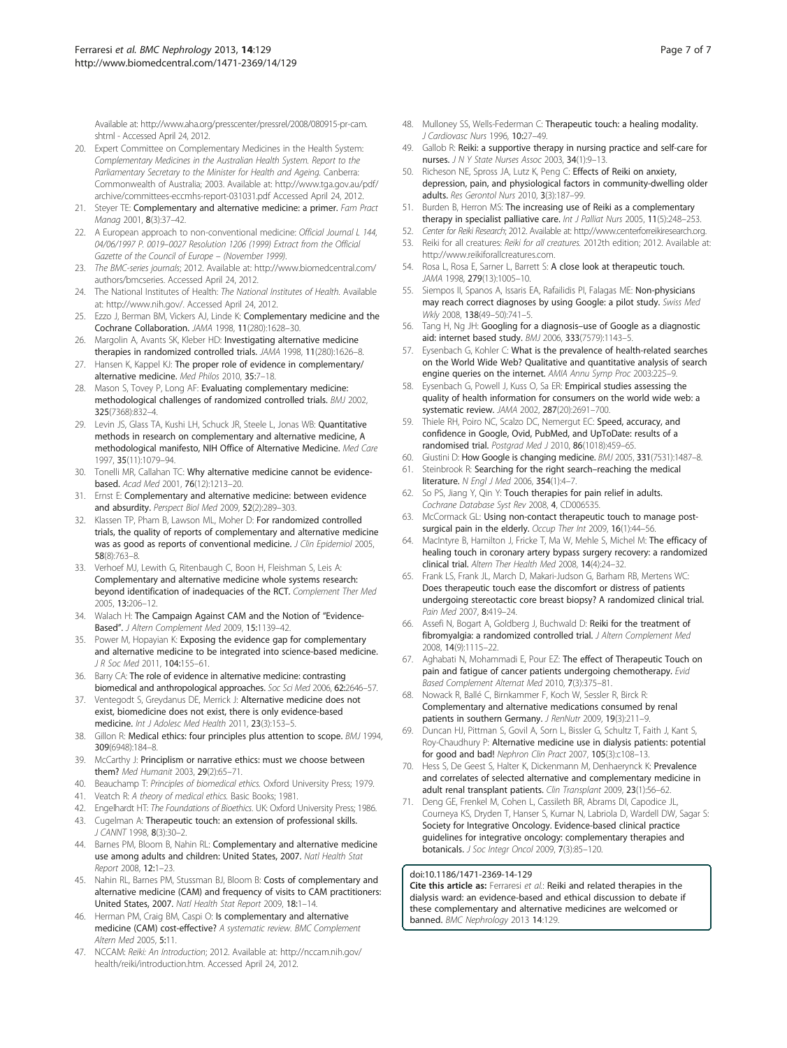Available at: http://www.aha.org/presscenter/pressrel/2008/080915-pr-cam.shtml - Accessed April 24, 2012.

20. Expert Committee on Complementary Medicines in the Health System: *Complementary Medicines in the Australian Health System. Report to the Parliamentary Secretary to the Minister for Health and Ageing.* Canberra: Commonwealth of Australia; 2003. Available at: http://www.tga.gov.au/pdf/archive/committees-eccmhs-report-031031.pdf Accessed April 24, 2012.
21. Steyer TE: **Complementary and alternative medicine: a primer.** *Fam Pract Manag* 2001, **8**(3):37–42.
22. A European approach to non-conventional medicine: *Official Journal L 144, 04/06/1997 P. 0019–0027 Resolution 1206 (1999) Extract from the Official Gazette of the Council of Europe – (November 1999).*
23. *The BMC-series journals*; 2012. Available at: http://www.biomedcentral.com/authors/bmcseries. Accessed April 24, 2012.
24. The National Institutes of Health: *The National Institutes of Health.* Available at: http://www.nih.gov/. Accessed April 24, 2012.
25. Ezzo J, Berman BM, Vickers AJ, Linde K: **Complementary medicine and the Cochrane Collaboration.** *JAMA* 1998, **11**(280):1628–30.
26. Margolin A, Avants SK, Kleber HD: **Investigating alternative medicine therapies in randomized controlled trials.** *JAMA* 1998, **11**(280):1626–8.
27. Hansen K, Kappel KJ: **The proper role of evidence in complementary/alternative medicine.** *Med Philos* 2010, **35**:7–18.
28. Mason S, Tovey P, Long AF: **Evaluating complementary medicine: methodological challenges of randomized controlled trials.** *BMJ* 2002, **325**(7368):832–4.
29. Levin JS, Glass TA, Kushi LH, Schuck JR, Steele L, Jonas WB: **Quantitative methods in research on complementary and alternative medicine, A methodological manifesto, NIH Office of Alternative Medicine.** *Med Care* 1997, **35**(11):1079–94.
30. Tonelli MR, Callahan TC: **Why alternative medicine cannot be evidence-based.** *Acad Med* 2001, **76**(12):1213–20.
31. Ernst E: **Complementary and alternative medicine: between evidence and absurdity.** *Perspect Biol Med* 2009, **52**(2):289–303.
32. Klassen TP, Pham B, Lawson ML, Moher D: **For randomized controlled trials, the quality of reports of complementary and alternative medicine was as good as reports of conventional medicine.** *J Clin Epidemiol* 2005, **58**(8):763–8.
33. Verhoef MJ, Lewith G, Ritenbaugh C, Boon H, Fleishman S, Leis A: **Complementary and alternative medicine whole systems research: beyond identification of inadequacies of the RCT.** *Complement Ther Med* 2005, **13**:206–12.
34. Walach H: **The Campaign Against CAM and the Notion of "Evidence-Based".** *J Altern Complement Med* 2009, **15**:1139–42.
35. Power M, Hopayian K: **Exposing the evidence gap for complementary and alternative medicine to be integrated into science-based medicine.** *J R Soc Med* 2011, **104**:155–61.
36. Barry CA: **The role of evidence in alternative medicine: contrasting biomedical and anthropological approaches.** *Soc Sci Med* 2006, **62**:2646–57.
37. Ventegodt S, Greydanus DE, Merrick J: **Alternative medicine does not exist, biomedicine does not exist, there is only evidence-based medicine.** *Int J Adolesc Med Health* 2011, **23**(3):153–5.
38. Gillon R: **Medical ethics: four principles plus attention to scope.** *BMJ* 1994, **309**(6948):184–8.
39. McCarthy J: **Principlism or narrative ethics: must we choose between them?** *Med Humanit* 2003, **29**(2):65–71.
40. Beauchamp T: *Principles of biomedical ethics.* Oxford University Press; 1979.
41. Veatch R: *A theory of medical ethics.* Basic Books; 1981.
42. Engelhardt HT: *The Foundations of Bioethics.* UK: Oxford University Press; 1986.
43. Cugelman A: **Therapeutic touch: an extension of professional skills.** *J CANNT* 1998, **8**(3):30–2.
44. Barnes PM, Bloom B, Nahin RL: **Complementary and alternative medicine use among adults and children: United States, 2007.** *Natl Health Stat Report* 2008, **12**:1–23.
45. Nahin RL, Barnes PM, Stussman BJ, Bloom B: **Costs of complementary and alternative medicine (CAM) and frequency of visits to CAM practitioners: United States, 2007.** *Natl Health Stat Report* 2009, **18**:1–14.
46. Herman PM, Craig BM, Caspi O: **Is complementary and alternative medicine (CAM) cost-effective?** *A systematic review. BMC Complement Altern Med* 2005, **5**:11.
47. NCCAM: *Reiki: An Introduction*; 2012. Available at: http://nccam.nih.gov/health/reiki/introduction.htm. Accessed April 24, 2012.
48. Mulloney SS, Wells-Federman C: **Therapeutic touch: a healing modality.** *J Cardiovasc Nurs* 1996, **10**:27–49.
49. Gallob R: **Reiki: a supportive therapy in nursing practice and self-care for nurses.** *J N Y State Nurses Assoc* 2003, **34**(1):9–13.
50. Richeson NE, Spross JA, Lutz K, Peng C: **Effects of Reiki on anxiety, depression, pain, and physiological factors in community-dwelling older adults.** *Res Gerontol Nurs* 2010, **3**(3):187–99.
51. Burden B, Herron MS: **The increasing use of Reiki as a complementary therapy in specialist palliative care.** *Int J Palliat Nurs* 2005, **11**(5):248–253.
52. *Center for Reiki Research*; 2012. Available at: http://www.centerforreikiresearch.org.
53. Reiki for all creatures: *Reiki for all creatures.* 2012th edition; 2012. Available at: http://www.reikiforallcreatures.com.
54. Rosa L, Rosa E, Sarner L, Barrett S: **A close look at therapeutic touch.** *JAMA* 1998, **279**(13):1005–10.
55. Siempos II, Spanos A, Issaris EA, Rafailidis PI, Falagas ME: **Non-physicians may reach correct diagnoses by using Google: a pilot study.** *Swiss Med Wkly* 2008, **138**(49–50):741–5.
56. Tang H, Ng JH: **Googling for a diagnosis–use of Google as a diagnostic aid: internet based study.** *BMJ* 2006, **333**(7579):1143–5.
57. Eysenbach G, Kohler C: **What is the prevalence of health-related searches on the World Wide Web? Qualitative and quantitative analysis of search engine queries on the internet.** *AMIA Annu Symp Proc* 2003:225–9.
58. Eysenbach G, Powell J, Kuss O, Sa ER: **Empirical studies assessing the quality of health information for consumers on the world wide web: a systematic review.** *JAMA* 2002, **287**(20):2691–700.
59. Thiele RH, Poiro NC, Scalzo DC, Nemergut EC: **Speed, accuracy, and confidence in Google, Ovid, PubMed, and UpToDate: results of a randomised trial.** *Postgrad Med J* 2010, **86**(1018):459–65.
60. Giustini D: **How Google is changing medicine.** *BMJ* 2005, **331**(7531):1487–8.
61. Steinbrook R: **Searching for the right search–reaching the medical literature.** *N Engl J Med* 2006, **354**(1):4–7.
62. So PS, Jiang Y, Qin Y: **Touch therapies for pain relief in adults.** *Cochrane Database Syst Rev* 2008, **4**, CD006535.
63. McCormack GL: **Using non-contact therapeutic touch to manage post-surgical pain in the elderly.** *Occup Ther Int* 2009, **16**(1):44–56.
64. MacIntyre B, Hamilton J, Fricke T, Ma W, Mehle S, Michel M: **The efficacy of healing touch in coronary artery bypass surgery recovery: a randomized clinical trial.** *Altern Ther Health Med* 2008, **14**(4):24–32.
65. Frank LS, Frank JL, March D, Makari-Judson G, Barham RB, Mertens WC: **Does therapeutic touch ease the discomfort or distress of patients undergoing stereotactic core breast biopsy? A randomized clinical trial.** *Pain Med* 2007, **8**:419–24.
66. Assefi N, Bogart A, Goldberg J, Buchwald D: **Reiki for the treatment of fibromyalgia: a randomized controlled trial.** *J Altern Complement Med* 2008, **14**(9):1115–22.
67. Aghabati N, Mohammadi E, Pour EZ: **The effect of Therapeutic Touch on pain and fatigue of cancer patients undergoing chemotherapy.** *Evid Based Complement Alternat Med* 2010, **7**(3):375–81.
68. Nowack R, Ballé C, Birnkammer F, Koch W, Sessler R, Birck R: **Complementary and alternative medications consumed by renal patients in southern Germany.** *J RenNutr* 2009, **19**(3):211–9.
69. Duncan HJ, Pittman S, Govil A, Sorn L, Bissler G, Schultz T, Faith J, Kant S, Roy-Chaudhury P: **Alternative medicine use in dialysis patients: potential for good and bad!** *Nephron Clin Pract* 2007, **105**(3):c108–13.
70. Hess S, De Geest S, Halter K, Dickenmann M, Denhaerynck K: **Prevalence and correlates of selected alternative and complementary medicine in adult renal transplant patients.** *Clin Transplant* 2009, **23**(1):56–62.
71. Deng GE, Frenkel M, Cohen L, Cassileth BR, Abrams DI, Capodice JL, Courneya KS, Dryden T, Hanser S, Kumar N, Labriola D, Wardell DW, Sagar S: **Society for Integrative Oncology. Evidence-based clinical practice guidelines for integrative oncology: complementary therapies and botanicals.** *J Soc Integr Oncol* 2009, **7**(3):85–120.

doi:10.1186/1471-2369-14-129

**Cite this article as:** Ferraresi *et al.*: Reiki and related therapies in the dialysis ward: an evidence-based and ethical discussion to debate if these complementary and alternative medicines are welcomed or banned. *BMC Nephrology* 2013 **14**:129.